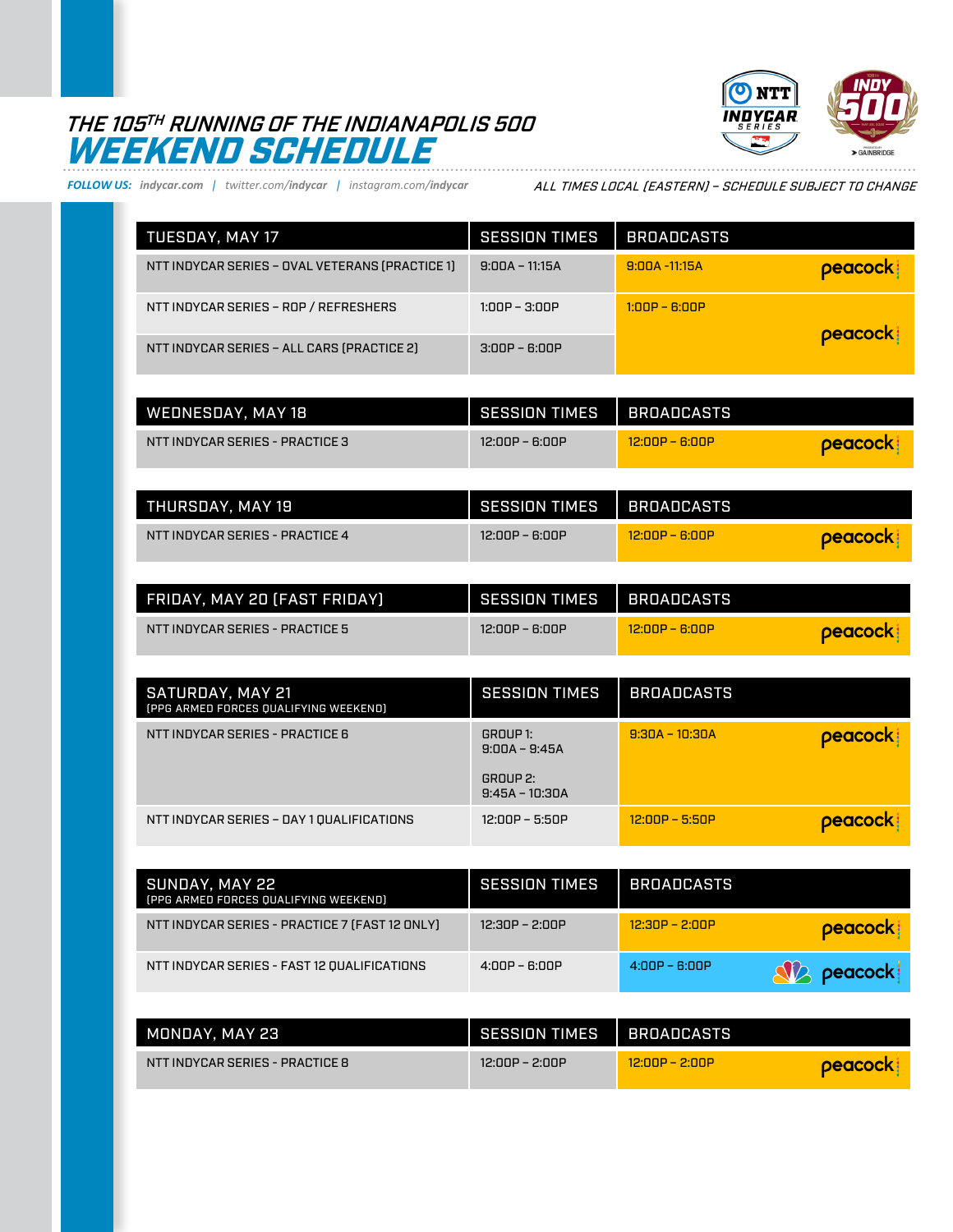# THE 105TH RUNNING OF THE INDIANAPOLIS 500

# WEEKEND SCHEDULE

**FOLLOW US:** indycar.com | twitter.com/indycar | instagram.com/indycar

*ALL TIMES LOCAL (EASTERN) – SCHEDULE SUBJECT TO CHANGE*

| TUESDAY, MAY 17 | SESSION TIMES | BROADCASTS |
|---|---|---|
| NTT INDYCAR SERIES – OVAL VETERANS (PRACTICE 1) | 9:00A – 11:15A | 9:00A -11:15A peacock |
| NTT INDYCAR SERIES – ROP / REFRESHERS | 1:00P – 3:00P | 1:00P – 6:00P peacock |
| NTT INDYCAR SERIES – ALL CARS (PRACTICE 2) | 3:00P – 6:00P | |

| WEDNESDAY, MAY 18 | SESSION TIMES | BROADCASTS |
|---|---|---|
| NTT INDYCAR SERIES - PRACTICE 3 | 12:00P – 6:00P | 12:00P – 6:00P peacock |

| THURSDAY, MAY 19 | SESSION TIMES | BROADCASTS |
|---|---|---|
| NTT INDYCAR SERIES - PRACTICE 4 | 12:00P – 6:00P | 12:00P – 6:00P peacock |

| FRIDAY, MAY 20 (FAST FRIDAY) | SESSION TIMES | BROADCASTS |
|---|---|---|
| NTT INDYCAR SERIES - PRACTICE 5 | 12:00P – 6:00P | 12:00P – 6:00P peacock |

| SATURDAY, MAY 21 (PPG ARMED FORCES QUALIFYING WEEKEND) | SESSION TIMES | BROADCASTS |
|---|---|---|
| NTT INDYCAR SERIES - PRACTICE 6 | GROUP 1: 9:00A – 9:45A<br>GROUP 2: 9:45A – 10:30A | 9:30A – 10:30A peacock |
| NTT INDYCAR SERIES – DAY 1 QUALIFICATIONS | 12:00P – 5:50P | 12:00P – 5:50P peacock |

| SUNDAY, MAY 22 (PPG ARMED FORCES QUALIFYING WEEKEND) | SESSION TIMES | BROADCASTS |
|---|---|---|
| NTT INDYCAR SERIES - PRACTICE 7 (FAST 12 ONLY) | 12:30P – 2:00P | 12:30P – 2:00P peacock |
| NTT INDYCAR SERIES - FAST 12 QUALIFICATIONS | 4:00P – 6:00P | 4:00P – 6:00P NBC peacock |

| MONDAY, MAY 23 | SESSION TIMES | BROADCASTS |
|---|---|---|
| NTT INDYCAR SERIES - PRACTICE 8 | 12:00P – 2:00P | 12:00P – 2:00P peacock |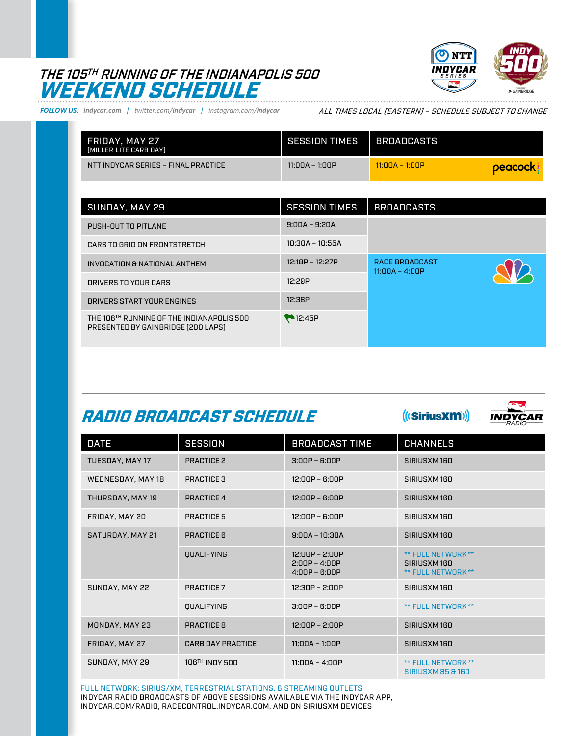## THE 105[TH] RUNNING OF THE INDIANAPOLIS 500

# WEEKEND SCHEDULE

**FOLLOW US:** indycar.com | twitter.com/indycar | instagram.com/indycar

*ALL TIMES LOCAL (EASTERN) – SCHEDULE SUBJECT TO CHANGE*

| FRIDAY, MAY 27 (MILLER LITE CARB DAY) | SESSION TIMES | BROADCASTS |
|---|---|---|
| NTT INDYCAR SERIES – FINAL PRACTICE | 11:00A – 1:00P | 11:00A – 1:00P peacock |

| SUNDAY, MAY 29 | SESSION TIMES | BROADCASTS |
|---|---|---|
| PUSH-OUT TO PITLANE | 9:00A – 9:20A | |
| CARS TO GRID ON FRONTSTRETCH | 10:30A – 10:55A | |
| INVOCATION & NATIONAL ANTHEM | 12:18P – 12:27P | RACE BROADCAST 11:00A – 4:00P |
| DRIVERS TO YOUR CARS | 12:29P | |
| DRIVERS START YOUR ENGINES | 12:38P | |
| THE 106[TH] RUNNING OF THE INDIANAPOLIS 500 PRESENTED BY GAINBRIDGE (200 LAPS) | 12:45P | |

## RADIO BROADCAST SCHEDULE

| DATE | SESSION | BROADCAST TIME | CHANNELS |
|---|---|---|---|
| TUESDAY, MAY 17 | PRACTICE 2 | 3:00P – 6:00P | SIRIUSXM 160 |
| WEDNESDAY, MAY 18 | PRACTICE 3 | 12:00P – 6:00P | SIRIUSXM 160 |
| THURSDAY, MAY 19 | PRACTICE 4 | 12:00P – 6:00P | SIRIUSXM 160 |
| FRIDAY, MAY 20 | PRACTICE 5 | 12:00P – 6:00P | SIRIUSXM 160 |
| SATURDAY, MAY 21 | PRACTICE 6 | 9:00A – 10:30A | SIRIUSXM 160 |
| | QUALIFYING | 12:00P – 2:00P<br>2:00P – 4:00P<br>4:00P – 6:00P | ** FULL NETWORK **<br>SIRIUSXM 160<br>** FULL NETWORK ** |
| SUNDAY, MAY 22 | PRACTICE 7 | 12:30P – 2:00P | SIRIUSXM 160 |
| | QUALIFYING | 3:00P – 6:00P | ** FULL NETWORK ** |
| MONDAY, MAY 23 | PRACTICE 8 | 12:00P – 2:00P | SIRIUSXM 160 |
| FRIDAY, MAY 27 | CARB DAY PRACTICE | 11:00A – 1:00P | SIRIUSXM 160 |
| SUNDAY, MAY 29 | 106[TH] INDY 500 | 11:00A – 4:00P | ** FULL NETWORK **<br>SIRIUSXM 85 & 160 |

FULL NETWORK: SIRIUS/XM, TERRESTRIAL STATIONS, & STREAMING OUTLETS

INDYCAR RADIO BROADCASTS OF ABOVE SESSIONS AVAILABLE VIA THE INDYCAR APP, INDYCAR.COM/RADIO, RACECONTROL.INDYCAR.COM, AND ON SIRIUSXM DEVICES